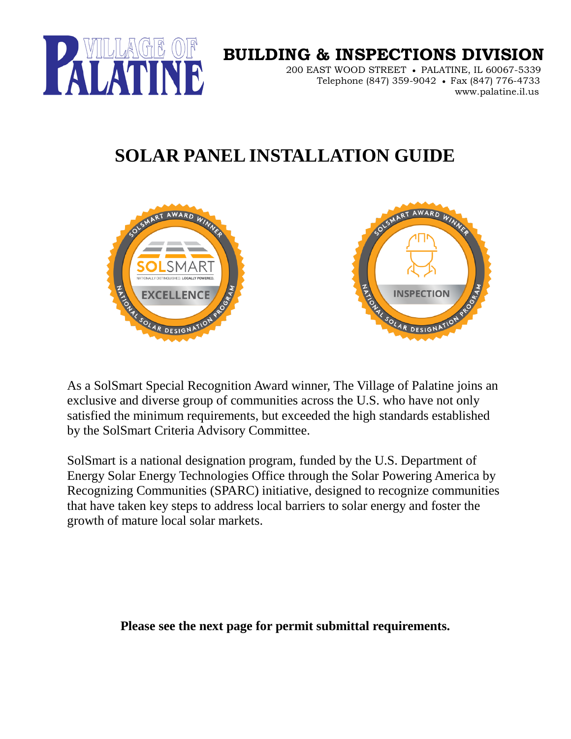VILLAGE OF PALATINE

# BUILDING & INSPECTIONS DIVISION

200 EAST WOOD STREET • PALATINE, IL 60067-5339
Telephone (847) 359-9042 • Fax (847) 776-4733
www.palatine.il.us

# SOLAR PANEL INSTALLATION GUIDE

As a SolSmart Special Recognition Award winner, The Village of Palatine joins an exclusive and diverse group of communities across the U.S. who have not only satisfied the minimum requirements, but exceeded the high standards established by the SolSmart Criteria Advisory Committee.

SolSmart is a national designation program, funded by the U.S. Department of Energy Solar Energy Technologies Office through the Solar Powering America by Recognizing Communities (SPARC) initiative, designed to recognize communities that have taken key steps to address local barriers to solar energy and foster the growth of mature local solar markets.

**Please see the next page for permit submittal requirements.**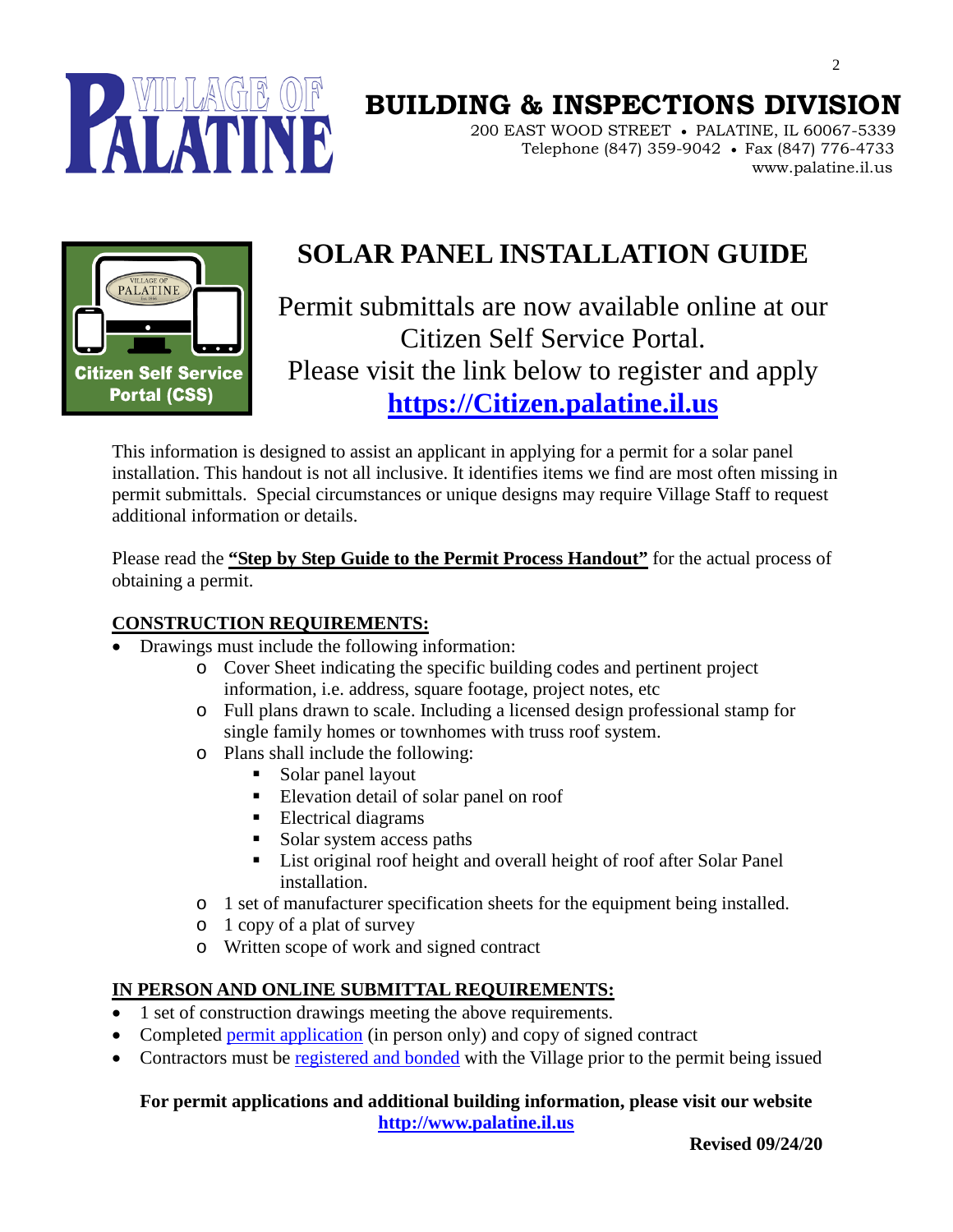# BUILDING & INSPECTIONS DIVISION

200 EAST WOOD STREET • PALATINE, IL 60067-5339
Telephone (847) 359-9042 • Fax (847) 776-4733
www.palatine.il.us

## SOLAR PANEL INSTALLATION GUIDE

Permit submittals are now available online at our Citizen Self Service Portal.
Please visit the link below to register and apply
**https://Citizen.palatine.il.us**

This information is designed to assist an applicant in applying for a permit for a solar panel installation. This handout is not all inclusive. It identifies items we find are most often missing in permit submittals. Special circumstances or unique designs may require Village Staff to request additional information or details.

Please read the **"Step by Step Guide to the Permit Process Handout"** for the actual process of obtaining a permit.

### CONSTRUCTION REQUIREMENTS:

- Drawings must include the following information:
  - Cover Sheet indicating the specific building codes and pertinent project information, i.e. address, square footage, project notes, etc
  - Full plans drawn to scale. Including a licensed design professional stamp for single family homes or townhomes with truss roof system.
  - Plans shall include the following:
    - Solar panel layout
    - Elevation detail of solar panel on roof
    - Electrical diagrams
    - Solar system access paths
    - List original roof height and overall height of roof after Solar Panel installation.
  - 1 set of manufacturer specification sheets for the equipment being installed.
  - 1 copy of a plat of survey
  - Written scope of work and signed contract

### IN PERSON AND ONLINE SUBMITTAL REQUIREMENTS:

- 1 set of construction drawings meeting the above requirements.
- Completed permit application (in person only) and copy of signed contract
- Contractors must be registered and bonded with the Village prior to the permit being issued

**For permit applications and additional building information, please visit our website**
**http://www.palatine.il.us**

**Revised 09/24/20**